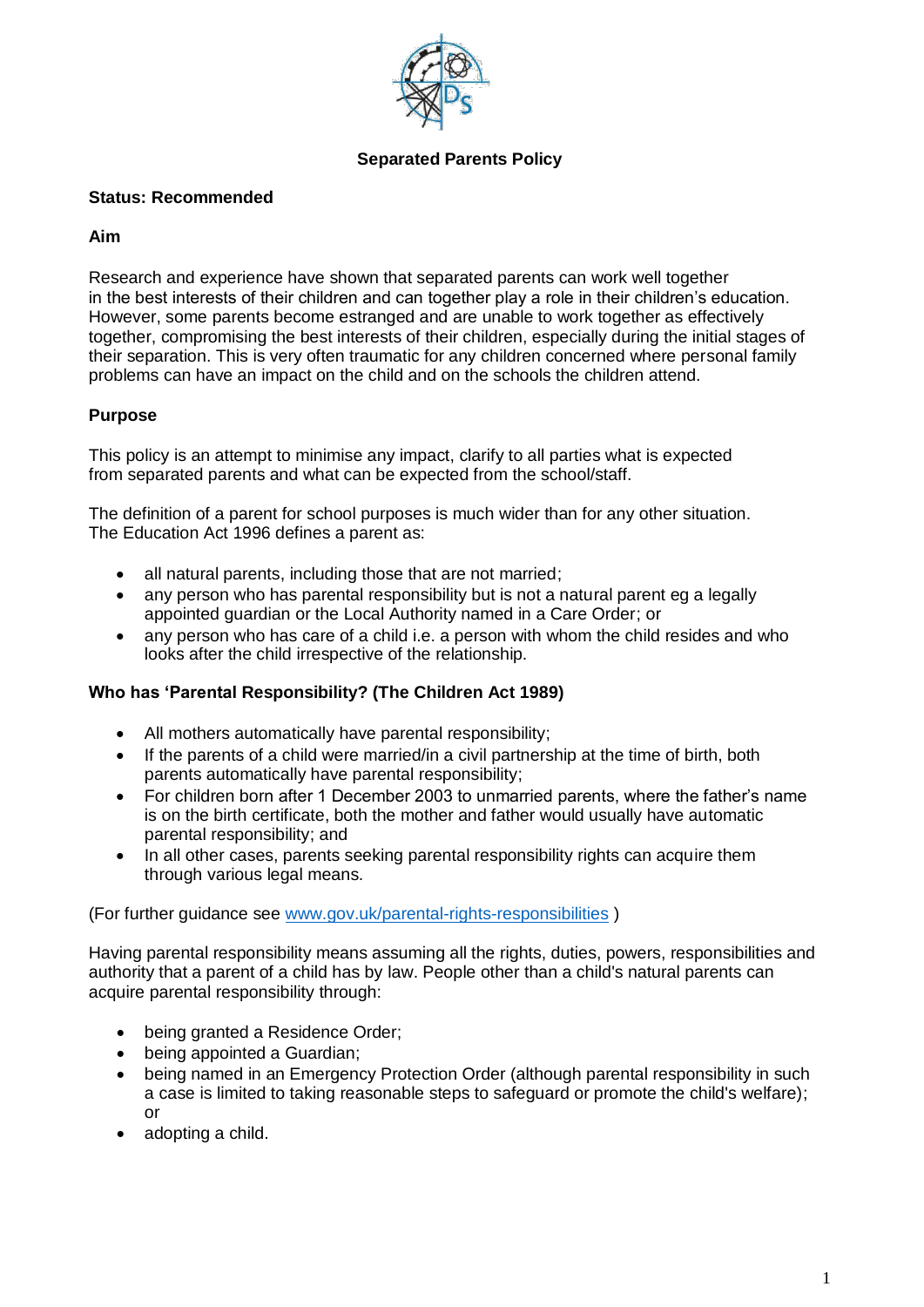# Separated Parents Policy

**Status: Recommended**

**Aim**

Research and experience have shown that separated parents can work well together in the best interests of their children and can together play a role in their children's education. However, some parents become estranged and are unable to work together as effectively together, compromising the best interests of their children, especially during the initial stages of their separation. This is very often traumatic for any children concerned where personal family problems can have an impact on the child and on the schools the children attend.

**Purpose**

This policy is an attempt to minimise any impact, clarify to all parties what is expected from separated parents and what can be expected from the school/staff.

The definition of a parent for school purposes is much wider than for any other situation. The Education Act 1996 defines a parent as:

- all natural parents, including those that are not married;
- any person who has parental responsibility but is not a natural parent eg a legally appointed guardian or the Local Authority named in a Care Order; or
- any person who has care of a child i.e. a person with whom the child resides and who looks after the child irrespective of the relationship.

**Who has 'Parental Responsibility? (The Children Act 1989)**

- All mothers automatically have parental responsibility;
- If the parents of a child were married/in a civil partnership at the time of birth, both parents automatically have parental responsibility;
- For children born after 1 December 2003 to unmarried parents, where the father's name is on the birth certificate, both the mother and father would usually have automatic parental responsibility; and
- In all other cases, parents seeking parental responsibility rights can acquire them through various legal means.

(For further guidance see [www.gov.uk/parental-rights-responsibilities](www.gov.uk/parental-rights-responsibilities) )

Having parental responsibility means assuming all the rights, duties, powers, responsibilities and authority that a parent of a child has by law. People other than a child's natural parents can acquire parental responsibility through:

- being granted a Residence Order;
- being appointed a Guardian;
- being named in an Emergency Protection Order (although parental responsibility in such a case is limited to taking reasonable steps to safeguard or promote the child's welfare); or
- adopting a child.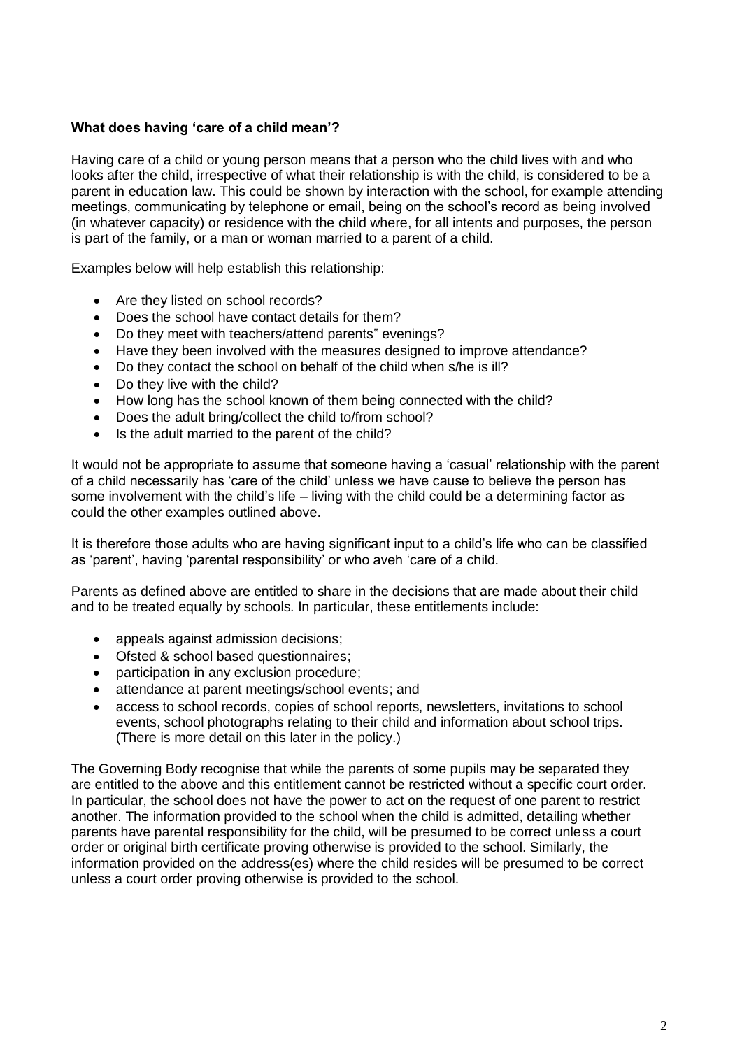**What does having 'care of a child mean'?**

Having care of a child or young person means that a person who the child lives with and who looks after the child, irrespective of what their relationship is with the child, is considered to be a parent in education law. This could be shown by interaction with the school, for example attending meetings, communicating by telephone or email, being on the school's record as being involved (in whatever capacity) or residence with the child where, for all intents and purposes, the person is part of the family, or a man or woman married to a parent of a child.

Examples below will help establish this relationship:

- Are they listed on school records?
- Does the school have contact details for them?
- Do they meet with teachers/attend parents" evenings?
- Have they been involved with the measures designed to improve attendance?
- Do they contact the school on behalf of the child when s/he is ill?
- Do they live with the child?
- How long has the school known of them being connected with the child?
- Does the adult bring/collect the child to/from school?
- Is the adult married to the parent of the child?

It would not be appropriate to assume that someone having a 'casual' relationship with the parent of a child necessarily has 'care of the child' unless we have cause to believe the person has some involvement with the child's life – living with the child could be a determining factor as could the other examples outlined above.

It is therefore those adults who are having significant input to a child's life who can be classified as 'parent', having 'parental responsibility' or who aveh 'care of a child.

Parents as defined above are entitled to share in the decisions that are made about their child and to be treated equally by schools. In particular, these entitlements include:

- appeals against admission decisions;
- Ofsted & school based questionnaires;
- participation in any exclusion procedure;
- attendance at parent meetings/school events; and
- access to school records, copies of school reports, newsletters, invitations to school events, school photographs relating to their child and information about school trips. (There is more detail on this later in the policy.)

The Governing Body recognise that while the parents of some pupils may be separated they are entitled to the above and this entitlement cannot be restricted without a specific court order. In particular, the school does not have the power to act on the request of one parent to restrict another. The information provided to the school when the child is admitted, detailing whether parents have parental responsibility for the child, will be presumed to be correct unless a court order or original birth certificate proving otherwise is provided to the school. Similarly, the information provided on the address(es) where the child resides will be presumed to be correct unless a court order proving otherwise is provided to the school.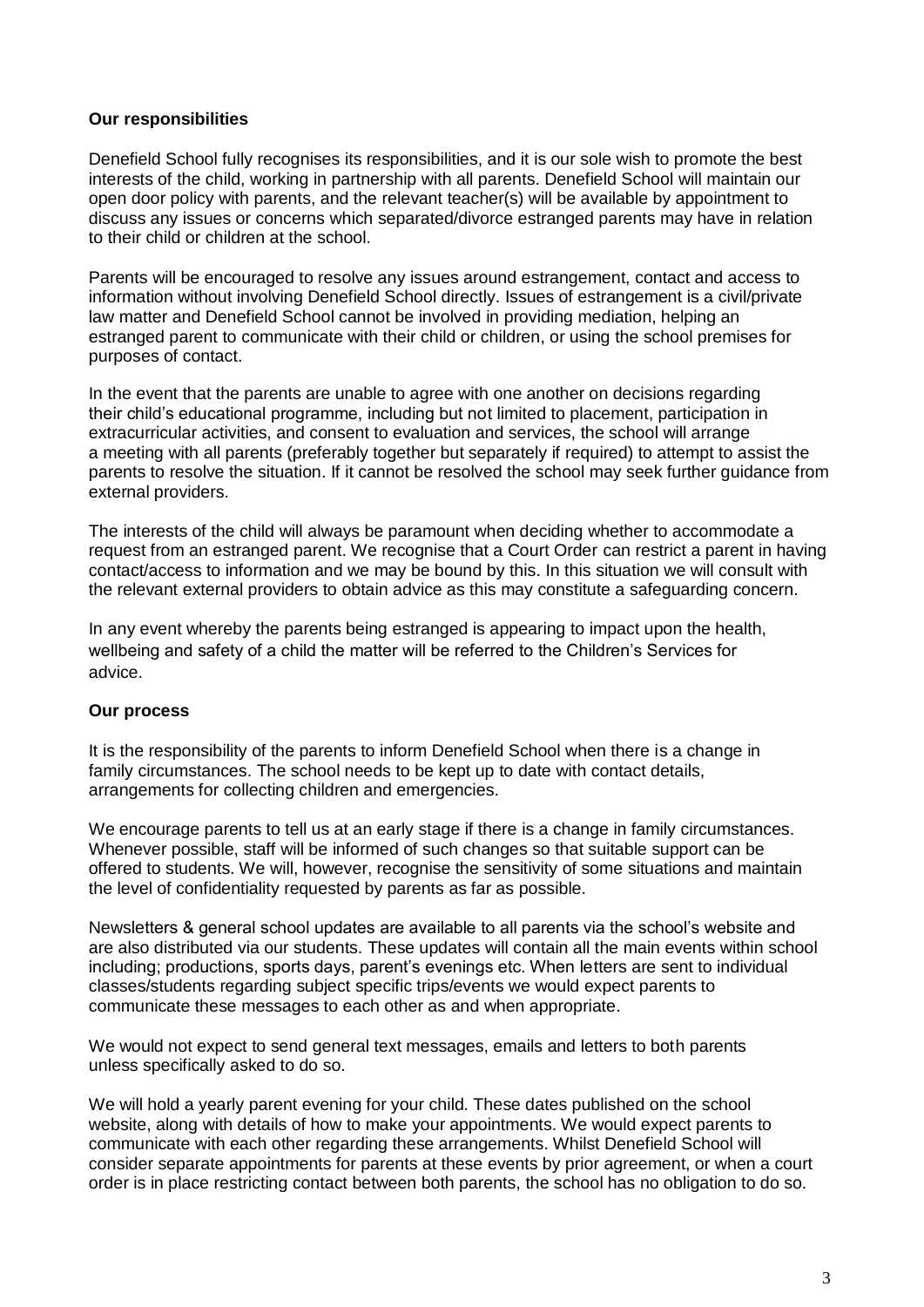**Our responsibilities**

Denefield School fully recognises its responsibilities, and it is our sole wish to promote the best interests of the child, working in partnership with all parents. Denefield School will maintain our open door policy with parents, and the relevant teacher(s) will be available by appointment to discuss any issues or concerns which separated/divorce estranged parents may have in relation to their child or children at the school.

Parents will be encouraged to resolve any issues around estrangement, contact and access to information without involving Denefield School directly. Issues of estrangement is a civil/private law matter and Denefield School cannot be involved in providing mediation, helping an estranged parent to communicate with their child or children, or using the school premises for purposes of contact.

In the event that the parents are unable to agree with one another on decisions regarding their child's educational programme, including but not limited to placement, participation in extracurricular activities, and consent to evaluation and services, the school will arrange a meeting with all parents (preferably together but separately if required) to attempt to assist the parents to resolve the situation. If it cannot be resolved the school may seek further guidance from external providers.

The interests of the child will always be paramount when deciding whether to accommodate a request from an estranged parent. We recognise that a Court Order can restrict a parent in having contact/access to information and we may be bound by this. In this situation we will consult with the relevant external providers to obtain advice as this may constitute a safeguarding concern.

In any event whereby the parents being estranged is appearing to impact upon the health, wellbeing and safety of a child the matter will be referred to the Children's Services for advice.

**Our process**

It is the responsibility of the parents to inform Denefield School when there is a change in family circumstances. The school needs to be kept up to date with contact details, arrangements for collecting children and emergencies.

We encourage parents to tell us at an early stage if there is a change in family circumstances. Whenever possible, staff will be informed of such changes so that suitable support can be offered to students. We will, however, recognise the sensitivity of some situations and maintain the level of confidentiality requested by parents as far as possible.

Newsletters & general school updates are available to all parents via the school's website and are also distributed via our students. These updates will contain all the main events within school including; productions, sports days, parent's evenings etc. When letters are sent to individual classes/students regarding subject specific trips/events we would expect parents to communicate these messages to each other as and when appropriate.

We would not expect to send general text messages, emails and letters to both parents unless specifically asked to do so.

We will hold a yearly parent evening for your child. These dates published on the school website, along with details of how to make your appointments. We would expect parents to communicate with each other regarding these arrangements. Whilst Denefield School will consider separate appointments for parents at these events by prior agreement, or when a court order is in place restricting contact between both parents, the school has no obligation to do so.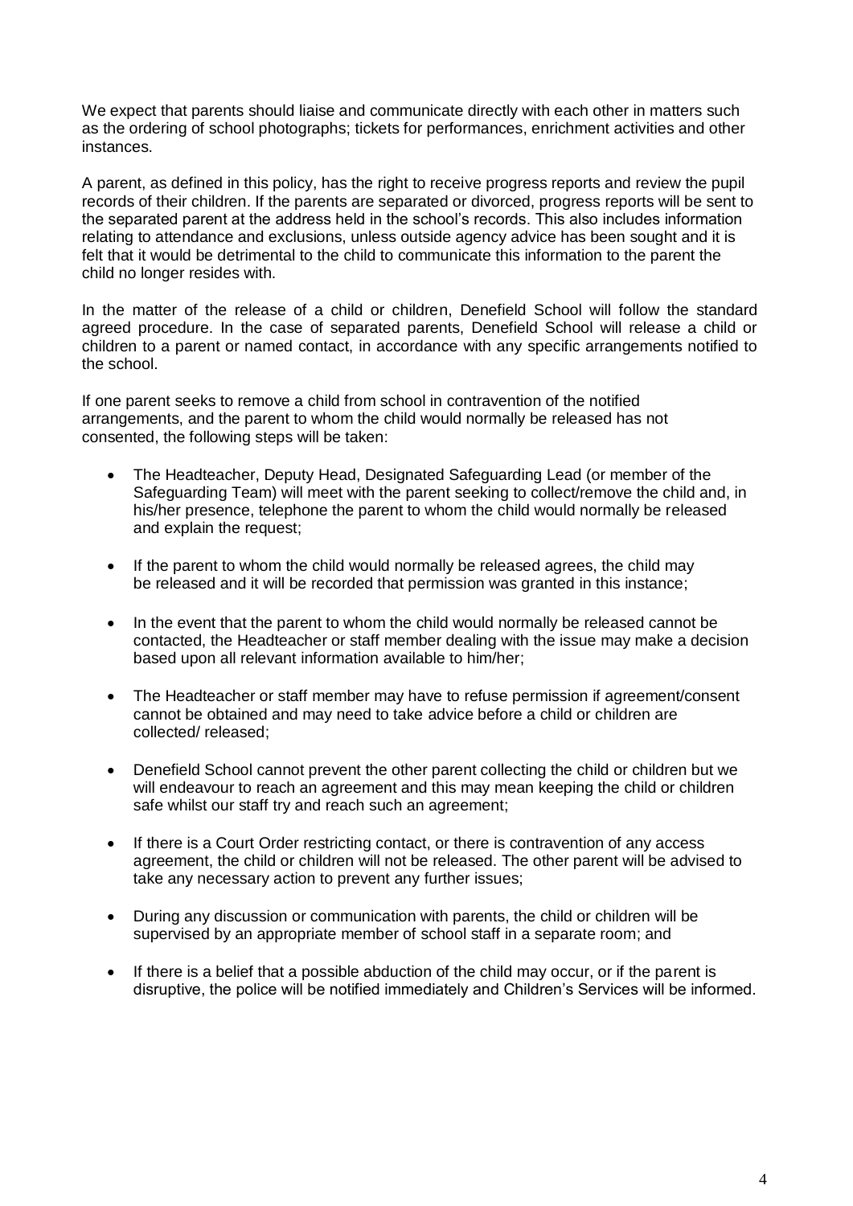We expect that parents should liaise and communicate directly with each other in matters such as the ordering of school photographs; tickets for performances, enrichment activities and other instances.

A parent, as defined in this policy, has the right to receive progress reports and review the pupil records of their children. If the parents are separated or divorced, progress reports will be sent to the separated parent at the address held in the school's records. This also includes information relating to attendance and exclusions, unless outside agency advice has been sought and it is felt that it would be detrimental to the child to communicate this information to the parent the child no longer resides with.

In the matter of the release of a child or children, Denefield School will follow the standard agreed procedure. In the case of separated parents, Denefield School will release a child or children to a parent or named contact, in accordance with any specific arrangements notified to the school.

If one parent seeks to remove a child from school in contravention of the notified arrangements, and the parent to whom the child would normally be released has not consented, the following steps will be taken:

- The Headteacher, Deputy Head, Designated Safeguarding Lead (or member of the Safeguarding Team) will meet with the parent seeking to collect/remove the child and, in his/her presence, telephone the parent to whom the child would normally be released and explain the request;
- If the parent to whom the child would normally be released agrees, the child may be released and it will be recorded that permission was granted in this instance;
- In the event that the parent to whom the child would normally be released cannot be contacted, the Headteacher or staff member dealing with the issue may make a decision based upon all relevant information available to him/her;
- The Headteacher or staff member may have to refuse permission if agreement/consent cannot be obtained and may need to take advice before a child or children are collected/ released;
- Denefield School cannot prevent the other parent collecting the child or children but we will endeavour to reach an agreement and this may mean keeping the child or children safe whilst our staff try and reach such an agreement;
- If there is a Court Order restricting contact, or there is contravention of any access agreement, the child or children will not be released. The other parent will be advised to take any necessary action to prevent any further issues;
- During any discussion or communication with parents, the child or children will be supervised by an appropriate member of school staff in a separate room; and
- If there is a belief that a possible abduction of the child may occur, or if the parent is disruptive, the police will be notified immediately and Children's Services will be informed.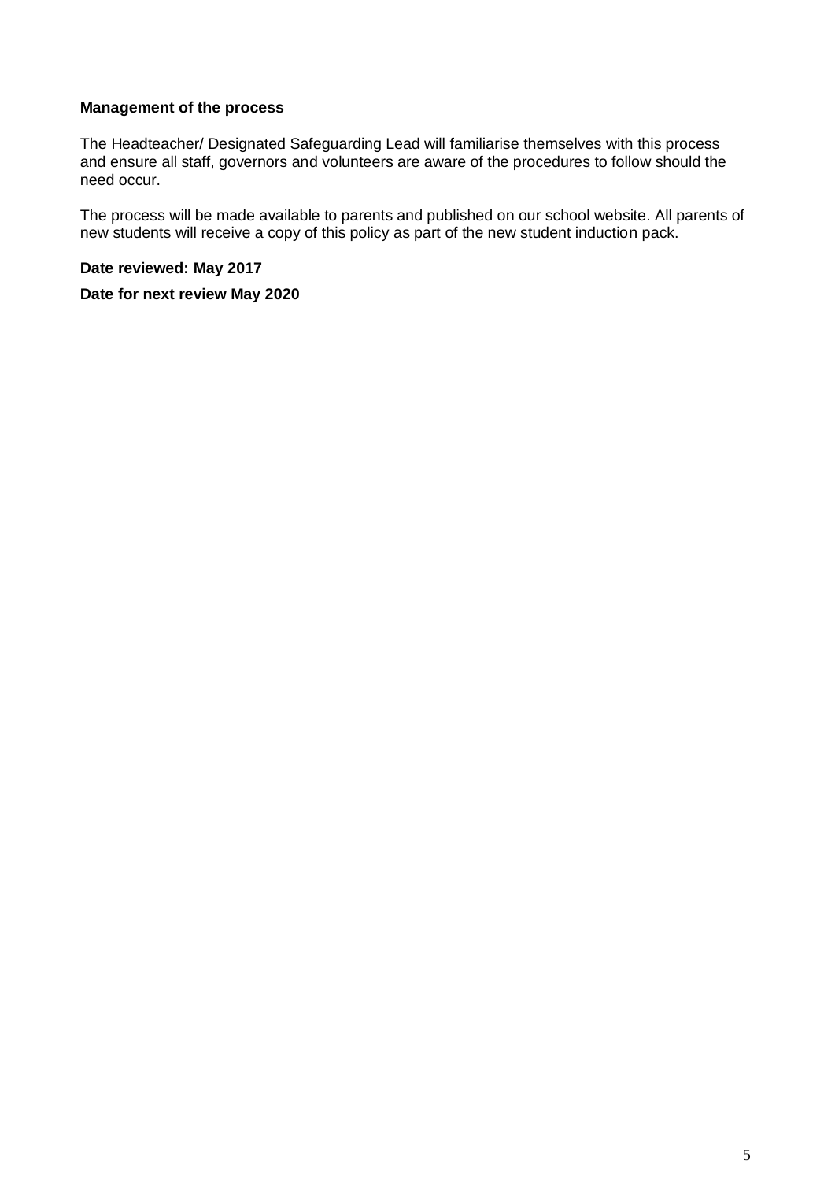**Management of the process**

The Headteacher/ Designated Safeguarding Lead will familiarise themselves with this process and ensure all staff, governors and volunteers are aware of the procedures to follow should the need occur.

The process will be made available to parents and published on our school website. All parents of new students will receive a copy of this policy as part of the new student induction pack.

**Date reviewed: May 2017**

**Date for next review May 2020**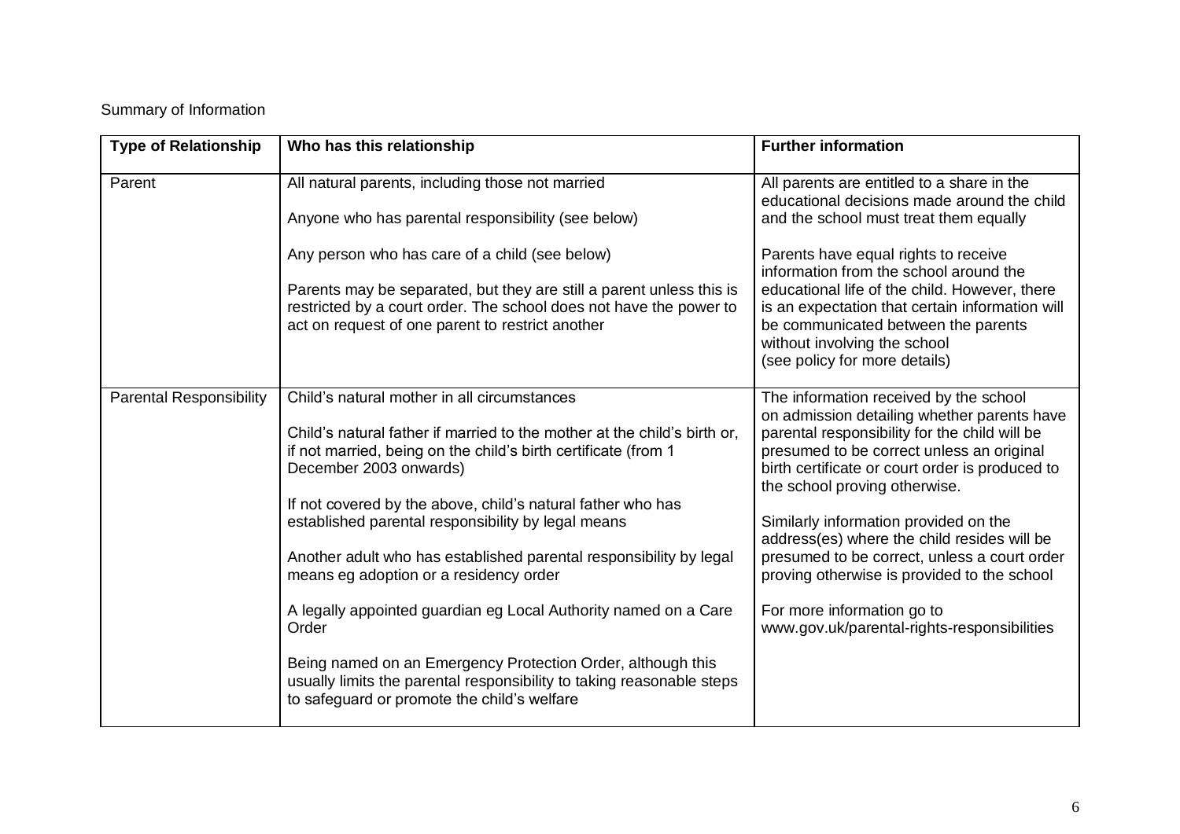Summary of Information

| Type of Relationship | Who has this relationship | Further information |
|---|---|---|
| Parent | All natural parents, including those not married<br><br>Anyone who has parental responsibility (see below)<br><br>Any person who has care of a child (see below)<br><br>Parents may be separated, but they are still a parent unless this is restricted by a court order. The school does not have the power to act on request of one parent to restrict another | All parents are entitled to a share in the educational decisions made around the child and the school must treat them equally<br><br>Parents have equal rights to receive information from the school around the educational life of the child. However, there is an expectation that certain information will be communicated between the parents without involving the school<br>(see policy for more details) |
| Parental Responsibility | Child's natural mother in all circumstances<br><br>Child's natural father if married to the mother at the child's birth or, if not married, being on the child's birth certificate (from 1 December 2003 onwards)<br><br>If not covered by the above, child's natural father who has established parental responsibility by legal means<br><br>Another adult who has established parental responsibility by legal means eg adoption or a residency order<br><br>A legally appointed guardian eg Local Authority named on a Care Order<br><br>Being named on an Emergency Protection Order, although this usually limits the parental responsibility to taking reasonable steps to safeguard or promote the child's welfare | The information received by the school on admission detailing whether parents have parental responsibility for the child will be presumed to be correct unless an original birth certificate or court order is produced to the school proving otherwise.<br><br>Similarly information provided on the address(es) where the child resides will be presumed to be correct, unless a court order proving otherwise is provided to the school<br><br>For more information go to www.gov.uk/parental-rights-responsibilities |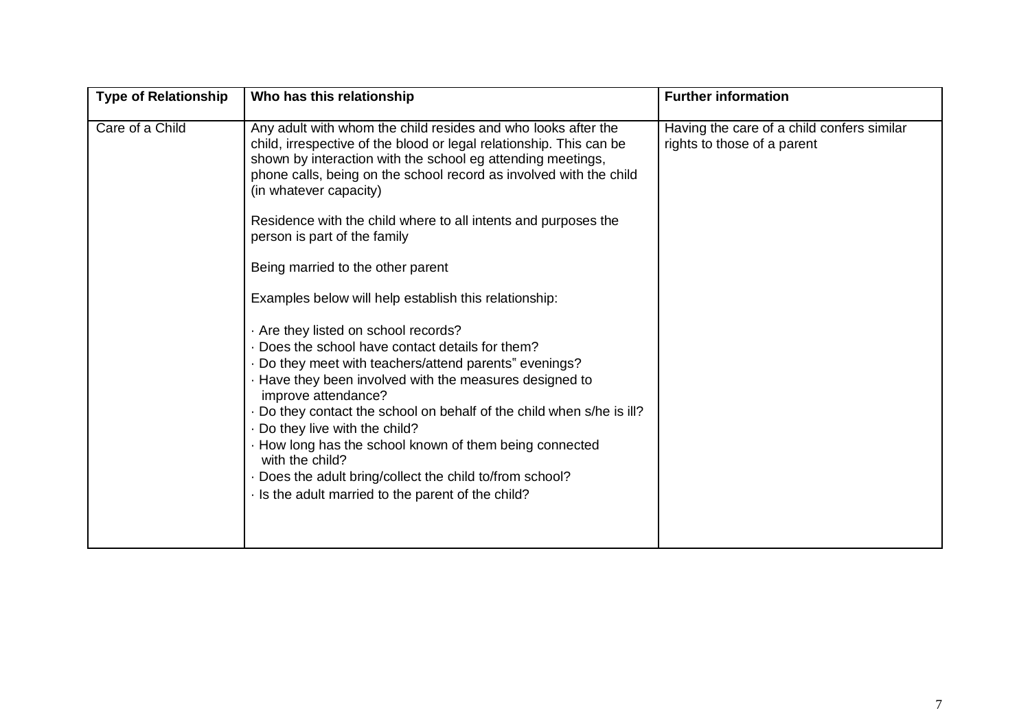| Type of Relationship | Who has this relationship | Further information |
| --- | --- | --- |
| Care of a Child | Any adult with whom the child resides and who looks after the child, irrespective of the blood or legal relationship. This can be shown by interaction with the school eg attending meetings, phone calls, being on the school record as involved with the child (in whatever capacity)<br><br>Residence with the child where to all intents and purposes the person is part of the family<br><br>Being married to the other parent<br><br>Examples below will help establish this relationship:<br><br>· Are they listed on school records?<br>· Does the school have contact details for them?<br>· Do they meet with teachers/attend parents" evenings?<br>· Have they been involved with the measures designed to improve attendance?<br>· Do they contact the school on behalf of the child when s/he is ill?<br>· Do they live with the child?<br>· How long has the school known of them being connected with the child?<br>· Does the adult bring/collect the child to/from school?<br>· Is the adult married to the parent of the child? | Having the care of a child confers similar rights to those of a parent |